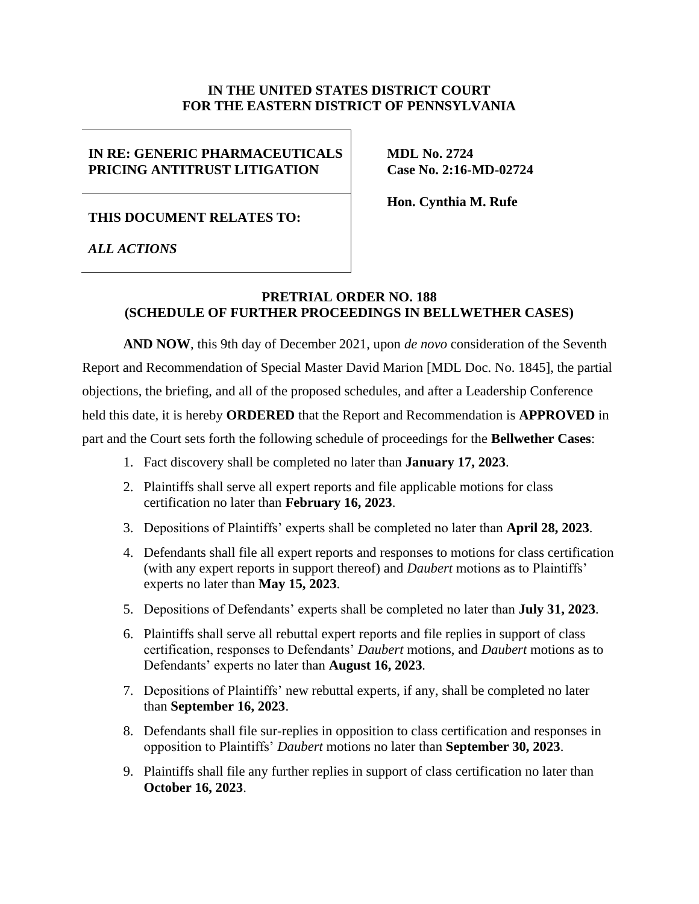**IN THE UNITED STATES DISTRICT COURT**
**FOR THE EASTERN DISTRICT OF PENNSYLVANIA**

| | |
|---|---|
| **IN RE: GENERIC PHARMACEUTICALS PRICING ANTITRUST LITIGATION** | **MDL No. 2724**<br>**Case No. 2:16-MD-02724** |
| **THIS DOCUMENT RELATES TO:**<br><br>***ALL ACTIONS*** | **Hon. Cynthia M. Rufe** |

**PRETRIAL ORDER NO. 188**
**(SCHEDULE OF FURTHER PROCEEDINGS IN BELLWETHER CASES)**

**AND NOW**, this 9th day of December 2021, upon *de novo* consideration of the Seventh Report and Recommendation of Special Master David Marion [MDL Doc. No. 1845], the partial objections, the briefing, and all of the proposed schedules, and after a Leadership Conference held this date, it is hereby **ORDERED** that the Report and Recommendation is **APPROVED** in part and the Court sets forth the following schedule of proceedings for the **Bellwether Cases**:

1. Fact discovery shall be completed no later than **January 17, 2023**.
2. Plaintiffs shall serve all expert reports and file applicable motions for class certification no later than **February 16, 2023**.
3. Depositions of Plaintiffs' experts shall be completed no later than **April 28, 2023**.
4. Defendants shall file all expert reports and responses to motions for class certification (with any expert reports in support thereof) and *Daubert* motions as to Plaintiffs' experts no later than **May 15, 2023**.
5. Depositions of Defendants' experts shall be completed no later than **July 31, 2023**.
6. Plaintiffs shall serve all rebuttal expert reports and file replies in support of class certification, responses to Defendants' *Daubert* motions, and *Daubert* motions as to Defendants' experts no later than **August 16, 2023**.
7. Depositions of Plaintiffs' new rebuttal experts, if any, shall be completed no later than **September 16, 2023**.
8. Defendants shall file sur-replies in opposition to class certification and responses in opposition to Plaintiffs' *Daubert* motions no later than **September 30, 2023**.
9. Plaintiffs shall file any further replies in support of class certification no later than **October 16, 2023**.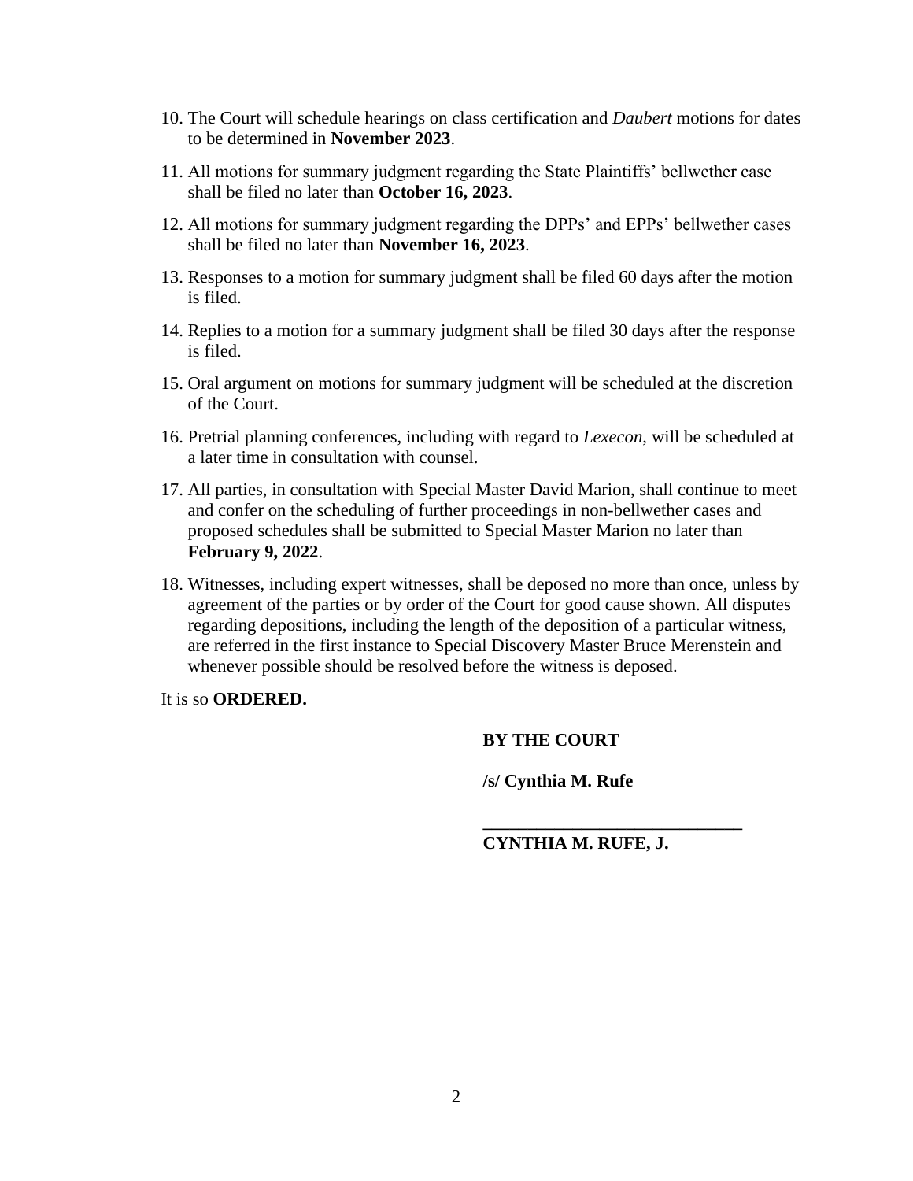10. The Court will schedule hearings on class certification and *Daubert* motions for dates to be determined in **November 2023**.

11. All motions for summary judgment regarding the State Plaintiffs' bellwether case shall be filed no later than **October 16, 2023**.

12. All motions for summary judgment regarding the DPPs' and EPPs' bellwether cases shall be filed no later than **November 16, 2023**.

13. Responses to a motion for summary judgment shall be filed 60 days after the motion is filed.

14. Replies to a motion for a summary judgment shall be filed 30 days after the response is filed.

15. Oral argument on motions for summary judgment will be scheduled at the discretion of the Court.

16. Pretrial planning conferences, including with regard to *Lexecon*, will be scheduled at a later time in consultation with counsel.

17. All parties, in consultation with Special Master David Marion, shall continue to meet and confer on the scheduling of further proceedings in non-bellwether cases and proposed schedules shall be submitted to Special Master Marion no later than **February 9, 2022**.

18. Witnesses, including expert witnesses, shall be deposed no more than once, unless by agreement of the parties or by order of the Court for good cause shown. All disputes regarding depositions, including the length of the deposition of a particular witness, are referred in the first instance to Special Discovery Master Bruce Merenstein and whenever possible should be resolved before the witness is deposed.

It is so **ORDERED.**

**BY THE COURT**

**/s/ Cynthia M. Rufe**

**_____________________________**

**CYNTHIA M. RUFE, J.**